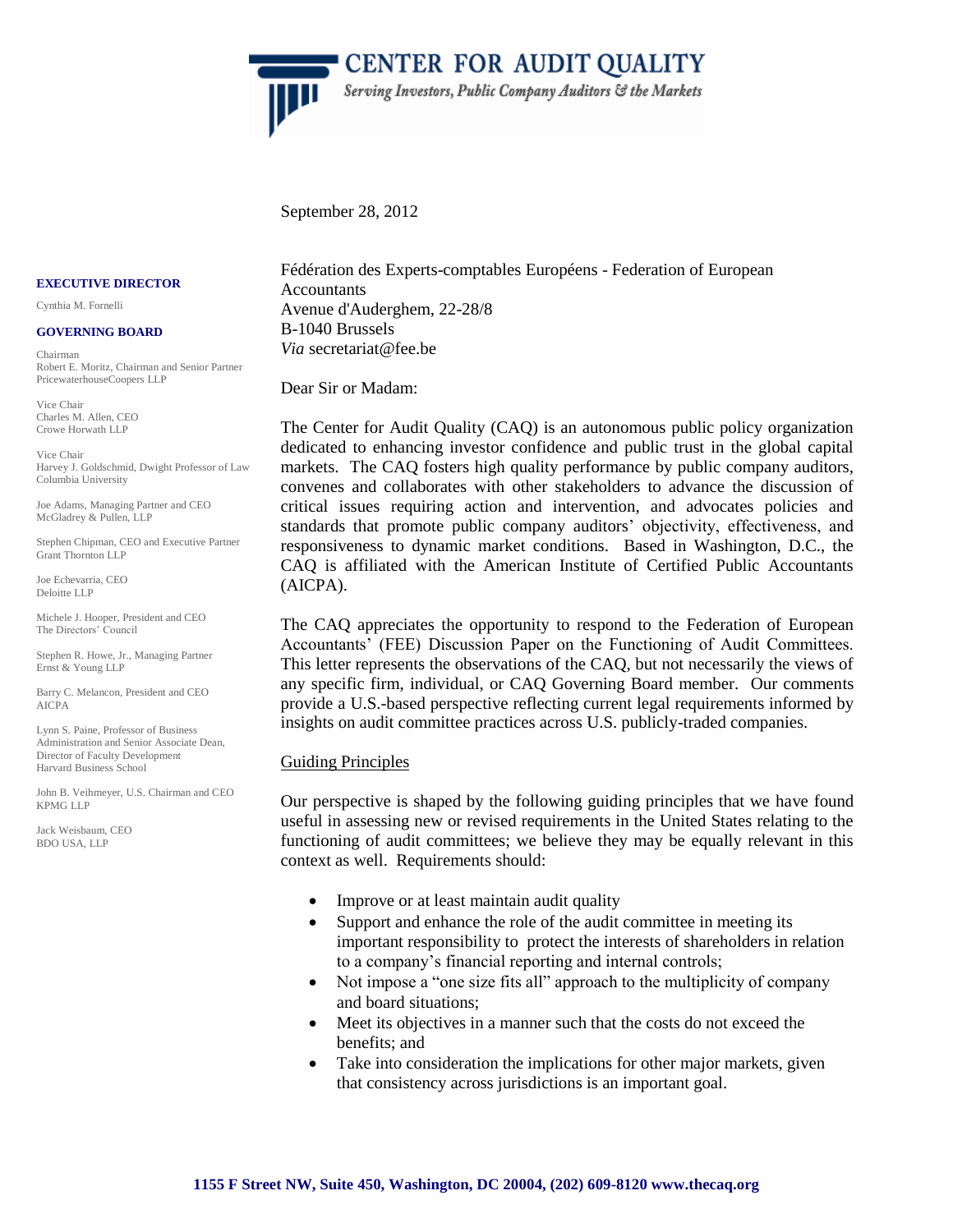# CENTER FOR AUDIT QUALITY

*Serving Investors, Public Company Auditors & the Markets*

**EXECUTIVE DIRECTOR**

Cynthia M. Fornelli

**GOVERNING BOARD**

Chairman
Robert E. Moritz, Chairman and Senior Partner
PricewaterhouseCoopers LLP

Vice Chair
Charles M. Allen, CEO
Crowe Horwath LLP

Vice Chair
Harvey J. Goldschmid, Dwight Professor of Law
Columbia University

Joe Adams, Managing Partner and CEO
McGladrey & Pullen, LLP

Stephen Chipman, CEO and Executive Partner
Grant Thornton LLP

Joe Echevarria, CEO
Deloitte LLP

Michele J. Hooper, President and CEO
The Directors' Council

Stephen R. Howe, Jr., Managing Partner
Ernst & Young LLP

Barry C. Melancon, President and CEO
AICPA

Lynn S. Paine, Professor of Business Administration and Senior Associate Dean, Director of Faculty Development
Harvard Business School

John B. Veihmeyer, U.S. Chairman and CEO
KPMG LLP

Jack Weisbaum, CEO
BDO USA, LLP

September 28, 2012

Fédération des Experts-comptables Européens - Federation of European Accountants
Avenue d'Auderghem, 22-28/8
B-1040 Brussels
*Via* secretariat@fee.be

Dear Sir or Madam:

The Center for Audit Quality (CAQ) is an autonomous public policy organization dedicated to enhancing investor confidence and public trust in the global capital markets. The CAQ fosters high quality performance by public company auditors, convenes and collaborates with other stakeholders to advance the discussion of critical issues requiring action and intervention, and advocates policies and standards that promote public company auditors' objectivity, effectiveness, and responsiveness to dynamic market conditions. Based in Washington, D.C., the CAQ is affiliated with the American Institute of Certified Public Accountants (AICPA).

The CAQ appreciates the opportunity to respond to the Federation of European Accountants' (FEE) Discussion Paper on the Functioning of Audit Committees. This letter represents the observations of the CAQ, but not necessarily the views of any specific firm, individual, or CAQ Governing Board member. Our comments provide a U.S.-based perspective reflecting current legal requirements informed by insights on audit committee practices across U.S. publicly-traded companies.

## Guiding Principles

Our perspective is shaped by the following guiding principles that we have found useful in assessing new or revised requirements in the United States relating to the functioning of audit committees; we believe they may be equally relevant in this context as well. Requirements should:

- Improve or at least maintain audit quality
- Support and enhance the role of the audit committee in meeting its important responsibility to protect the interests of shareholders in relation to a company's financial reporting and internal controls;
- Not impose a "one size fits all" approach to the multiplicity of company and board situations;
- Meet its objectives in a manner such that the costs do not exceed the benefits; and
- Take into consideration the implications for other major markets, given that consistency across jurisdictions is an important goal.

**1155 F Street NW, Suite 450, Washington, DC 20004, (202) 609-8120 www.thecaq.org**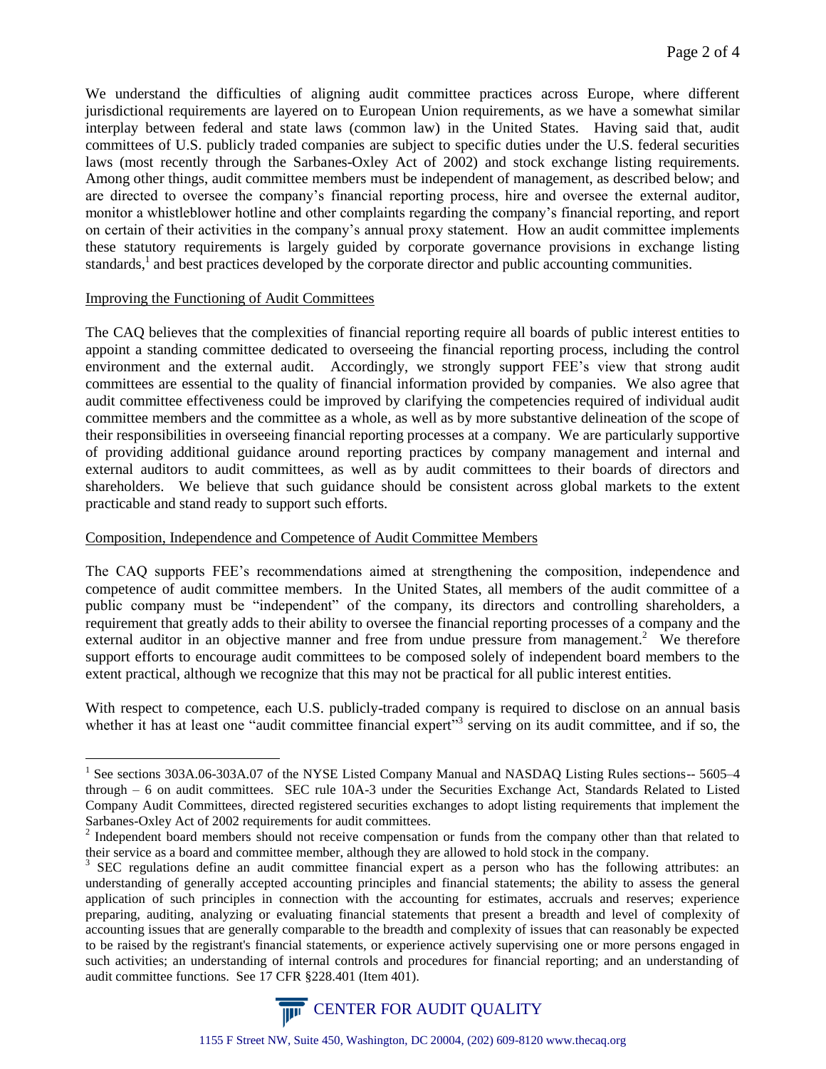We understand the difficulties of aligning audit committee practices across Europe, where different jurisdictional requirements are layered on to European Union requirements, as we have a somewhat similar interplay between federal and state laws (common law) in the United States. Having said that, audit committees of U.S. publicly traded companies are subject to specific duties under the U.S. federal securities laws (most recently through the Sarbanes-Oxley Act of 2002) and stock exchange listing requirements. Among other things, audit committee members must be independent of management, as described below; and are directed to oversee the company's financial reporting process, hire and oversee the external auditor, monitor a whistleblower hotline and other complaints regarding the company's financial reporting, and report on certain of their activities in the company's annual proxy statement. How an audit committee implements these statutory requirements is largely guided by corporate governance provisions in exchange listing standards,[1] and best practices developed by the corporate director and public accounting communities.

## Improving the Functioning of Audit Committees

The CAQ believes that the complexities of financial reporting require all boards of public interest entities to appoint a standing committee dedicated to overseeing the financial reporting process, including the control environment and the external audit. Accordingly, we strongly support FEE's view that strong audit committees are essential to the quality of financial information provided by companies. We also agree that audit committee effectiveness could be improved by clarifying the competencies required of individual audit committee members and the committee as a whole, as well as by more substantive delineation of the scope of their responsibilities in overseeing financial reporting processes at a company. We are particularly supportive of providing additional guidance around reporting practices by company management and internal and external auditors to audit committees, as well as by audit committees to their boards of directors and shareholders. We believe that such guidance should be consistent across global markets to the extent practicable and stand ready to support such efforts.

## Composition, Independence and Competence of Audit Committee Members

The CAQ supports FEE's recommendations aimed at strengthening the composition, independence and competence of audit committee members. In the United States, all members of the audit committee of a public company must be "independent" of the company, its directors and controlling shareholders, a requirement that greatly adds to their ability to oversee the financial reporting processes of a company and the external auditor in an objective manner and free from undue pressure from management.[2] We therefore support efforts to encourage audit committees to be composed solely of independent board members to the extent practical, although we recognize that this may not be practical for all public interest entities.

With respect to competence, each U.S. publicly-traded company is required to disclose on an annual basis whether it has at least one "audit committee financial expert"[3] serving on its audit committee, and if so, the

---

[1] See sections 303A.06-303A.07 of the NYSE Listed Company Manual and NASDAQ Listing Rules sections-- 5605–4 through – 6 on audit committees. SEC rule 10A-3 under the Securities Exchange Act, Standards Related to Listed Company Audit Committees, directed registered securities exchanges to adopt listing requirements that implement the Sarbanes-Oxley Act of 2002 requirements for audit committees.

[2] Independent board members should not receive compensation or funds from the company other than that related to their service as a board and committee member, although they are allowed to hold stock in the company.

[3] SEC regulations define an audit committee financial expert as a person who has the following attributes: an understanding of generally accepted accounting principles and financial statements; the ability to assess the general application of such principles in connection with the accounting for estimates, accruals and reserves; experience preparing, auditing, analyzing or evaluating financial statements that present a breadth and level of complexity of accounting issues that are generally comparable to the breadth and complexity of issues that can reasonably be expected to be raised by the registrant's financial statements, or experience actively supervising one or more persons engaged in such activities; an understanding of internal controls and procedures for financial reporting; and an understanding of audit committee functions. See 17 CFR §228.401 (Item 401).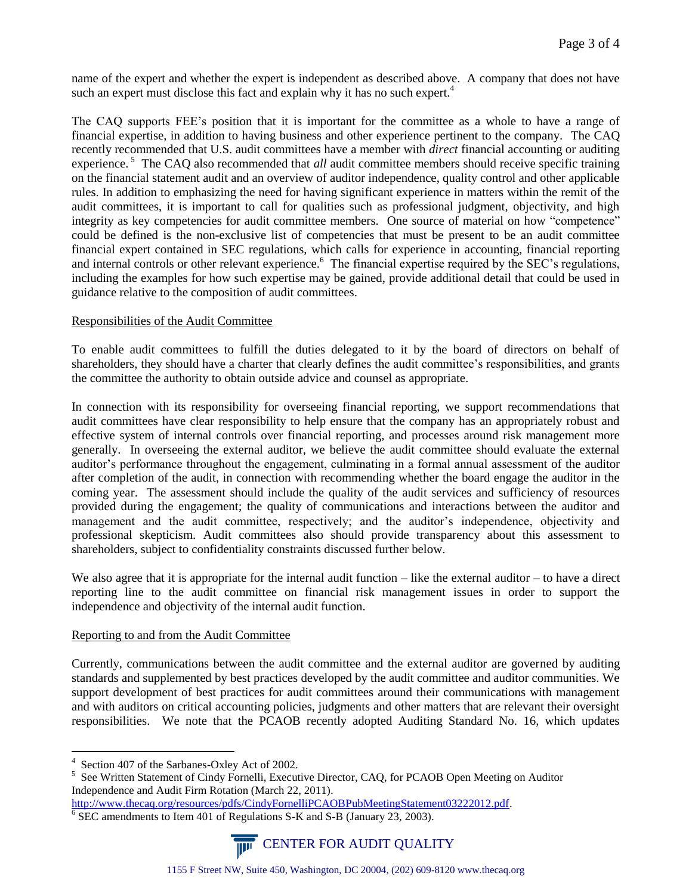name of the expert and whether the expert is independent as described above. A company that does not have such an expert must disclose this fact and explain why it has no such expert.[4]

The CAQ supports FEE's position that it is important for the committee as a whole to have a range of financial expertise, in addition to having business and other experience pertinent to the company. The CAQ recently recommended that U.S. audit committees have a member with *direct* financial accounting or auditing experience.[5] The CAQ also recommended that *all* audit committee members should receive specific training on the financial statement audit and an overview of auditor independence, quality control and other applicable rules. In addition to emphasizing the need for having significant experience in matters within the remit of the audit committees, it is important to call for qualities such as professional judgment, objectivity, and high integrity as key competencies for audit committee members. One source of material on how "competence" could be defined is the non-exclusive list of competencies that must be present to be an audit committee financial expert contained in SEC regulations, which calls for experience in accounting, financial reporting and internal controls or other relevant experience.[6] The financial expertise required by the SEC's regulations, including the examples for how such expertise may be gained, provide additional detail that could be used in guidance relative to the composition of audit committees.

Responsibilities of the Audit Committee

To enable audit committees to fulfill the duties delegated to it by the board of directors on behalf of shareholders, they should have a charter that clearly defines the audit committee's responsibilities, and grants the committee the authority to obtain outside advice and counsel as appropriate.

In connection with its responsibility for overseeing financial reporting, we support recommendations that audit committees have clear responsibility to help ensure that the company has an appropriately robust and effective system of internal controls over financial reporting, and processes around risk management more generally. In overseeing the external auditor, we believe the audit committee should evaluate the external auditor's performance throughout the engagement, culminating in a formal annual assessment of the auditor after completion of the audit, in connection with recommending whether the board engage the auditor in the coming year. The assessment should include the quality of the audit services and sufficiency of resources provided during the engagement; the quality of communications and interactions between the auditor and management and the audit committee, respectively; and the auditor's independence, objectivity and professional skepticism. Audit committees also should provide transparency about this assessment to shareholders, subject to confidentiality constraints discussed further below.

We also agree that it is appropriate for the internal audit function – like the external auditor – to have a direct reporting line to the audit committee on financial risk management issues in order to support the independence and objectivity of the internal audit function.

Reporting to and from the Audit Committee

Currently, communications between the audit committee and the external auditor are governed by auditing standards and supplemented by best practices developed by the audit committee and auditor communities. We support development of best practices for audit committees around their communications with management and with auditors on critical accounting policies, judgments and other matters that are relevant their oversight responsibilities. We note that the PCAOB recently adopted Auditing Standard No. 16, which updates

---

[4] Section 407 of the Sarbanes-Oxley Act of 2002.

[5] See Written Statement of Cindy Fornelli, Executive Director, CAQ, for PCAOB Open Meeting on Auditor Independence and Audit Firm Rotation (March 22, 2011). http://www.thecaq.org/resources/pdfs/CindyFornelliPCAOBPubMeetingStatement03222012.pdf.

[6] SEC amendments to Item 401 of Regulations S-K and S-B (January 23, 2003).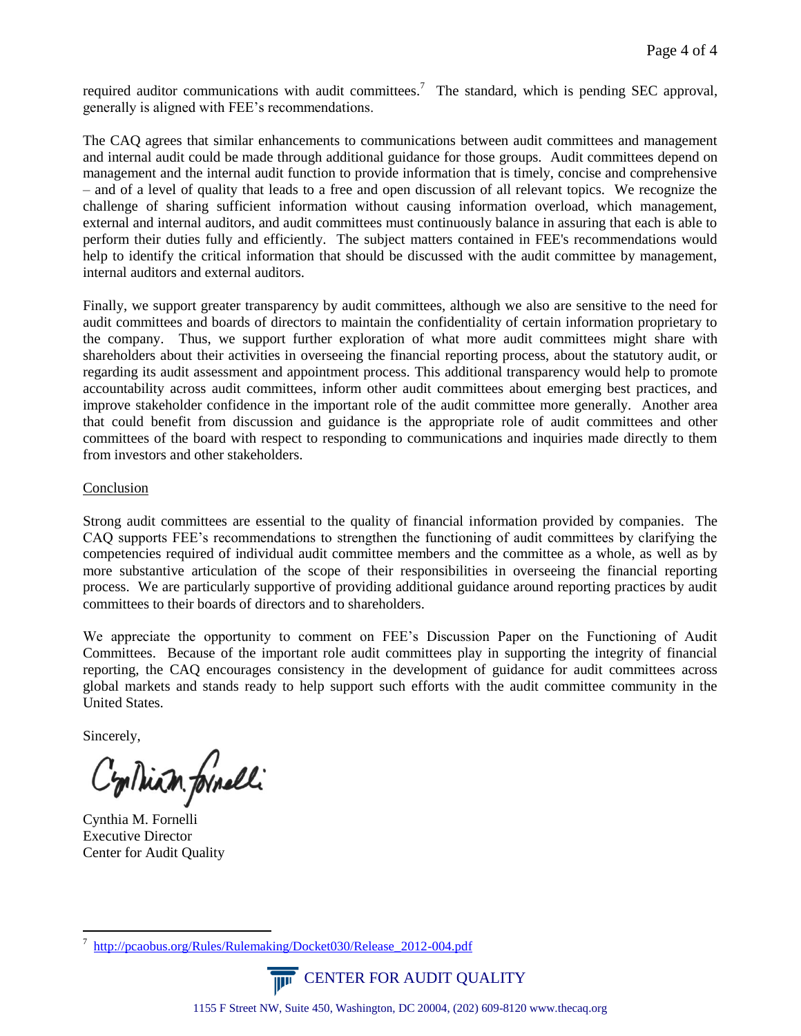required auditor communications with audit committees.[7] The standard, which is pending SEC approval, generally is aligned with FEE's recommendations.

The CAQ agrees that similar enhancements to communications between audit committees and management and internal audit could be made through additional guidance for those groups. Audit committees depend on management and the internal audit function to provide information that is timely, concise and comprehensive – and of a level of quality that leads to a free and open discussion of all relevant topics. We recognize the challenge of sharing sufficient information without causing information overload, which management, external and internal auditors, and audit committees must continuously balance in assuring that each is able to perform their duties fully and efficiently. The subject matters contained in FEE's recommendations would help to identify the critical information that should be discussed with the audit committee by management, internal auditors and external auditors.

Finally, we support greater transparency by audit committees, although we also are sensitive to the need for audit committees and boards of directors to maintain the confidentiality of certain information proprietary to the company. Thus, we support further exploration of what more audit committees might share with shareholders about their activities in overseeing the financial reporting process, about the statutory audit, or regarding its audit assessment and appointment process. This additional transparency would help to promote accountability across audit committees, inform other audit committees about emerging best practices, and improve stakeholder confidence in the important role of the audit committee more generally. Another area that could benefit from discussion and guidance is the appropriate role of audit committees and other committees of the board with respect to responding to communications and inquiries made directly to them from investors and other stakeholders.

Conclusion

Strong audit committees are essential to the quality of financial information provided by companies. The CAQ supports FEE's recommendations to strengthen the functioning of audit committees by clarifying the competencies required of individual audit committee members and the committee as a whole, as well as by more substantive articulation of the scope of their responsibilities in overseeing the financial reporting process. We are particularly supportive of providing additional guidance around reporting practices by audit committees to their boards of directors and to shareholders.

We appreciate the opportunity to comment on FEE's Discussion Paper on the Functioning of Audit Committees. Because of the important role audit committees play in supporting the integrity of financial reporting, the CAQ encourages consistency in the development of guidance for audit committees across global markets and stands ready to help support such efforts with the audit committee community in the United States.

Sincerely,

Cynthia M. Fornelli

Cynthia M. Fornelli
Executive Director
Center for Audit Quality

---

[7] http://pcaobus.org/Rules/Rulemaking/Docket030/Release_2012-004.pdf

CENTER FOR AUDIT QUALITY

1155 F Street NW, Suite 450, Washington, DC 20004, (202) 609-8120 www.thecaq.org